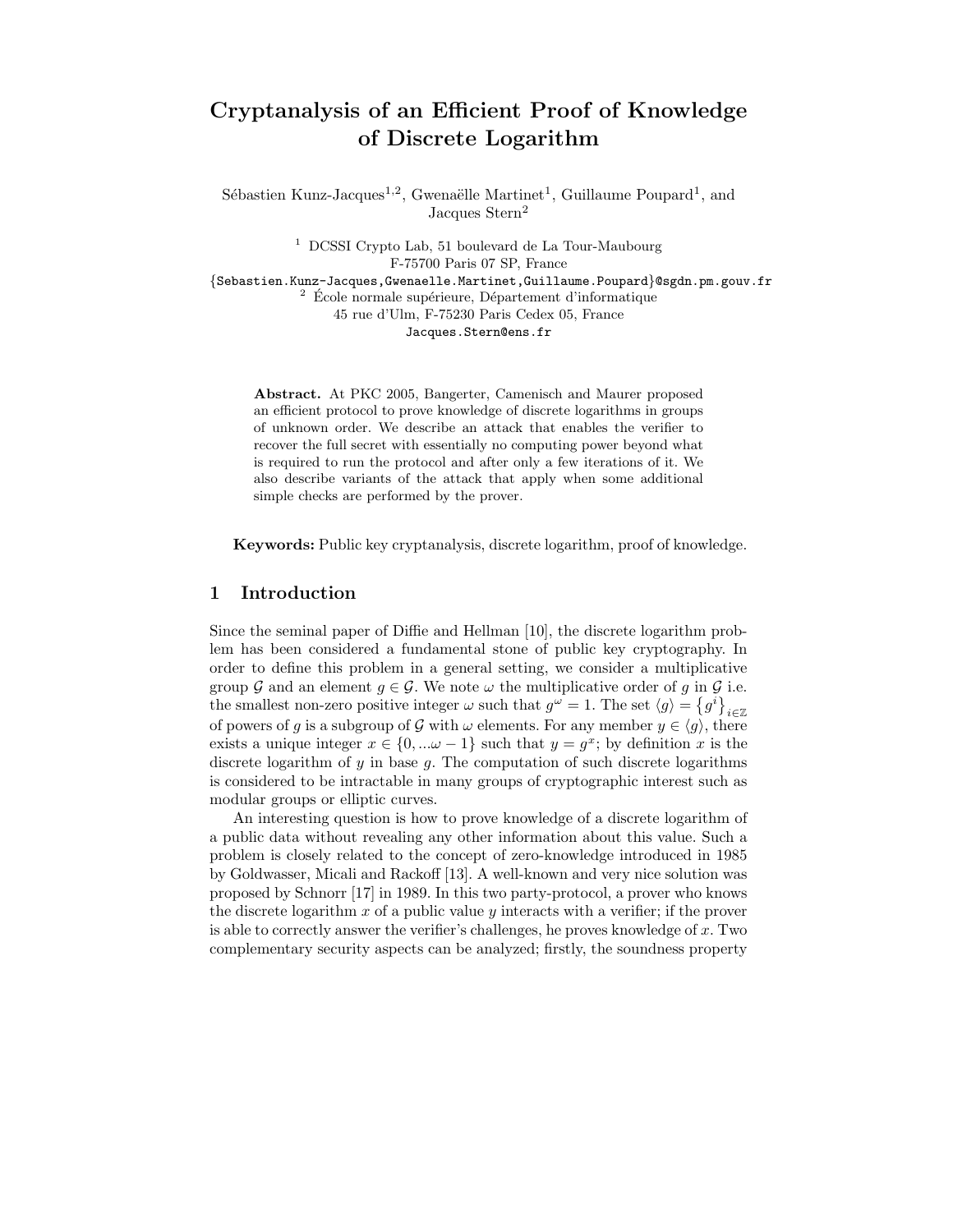# Cryptanalysis of an Efficient Proof of Knowledge of Discrete Logarithm

Sébastien Kunz-Jacques[1,2], Gwenaëlle Martinet[1], Guillaume Poupard[1], and Jacques Stern[2]

[1] DCSSI Crypto Lab, 51 boulevard de La Tour-Maubourg  
F-75700 Paris 07 SP, France  
{Sebastien.Kunz-Jacques,Gwenaelle.Martinet,Guillaume.Poupard}@sgdn.pm.gouv.fr  
[2] École normale supérieure, Département d'informatique  
45 rue d'Ulm, F-75230 Paris Cedex 05, France  
Jacques.Stern@ens.fr

**Abstract.** At PKC 2005, Bangerter, Camenisch and Maurer proposed an efficient protocol to prove knowledge of discrete logarithms in groups of unknown order. We describe an attack that enables the verifier to recover the full secret with essentially no computing power beyond what is required to run the protocol and after only a few iterations of it. We also describe variants of the attack that apply when some additional simple checks are performed by the prover.

**Keywords:** Public key cryptanalysis, discrete logarithm, proof of knowledge.

## 1 Introduction

Since the seminal paper of Diffie and Hellman [10], the discrete logarithm problem has been considered a fundamental stone of public key cryptography. In order to define this problem in a general setting, we consider a multiplicative group $\mathcal{G}$ and an element $g \in \mathcal{G}$. We note $\omega$ the multiplicative order of $g$ in $\mathcal{G}$ i.e. the smallest non-zero positive integer $\omega$ such that $g^\omega = 1$. The set $\langle g \rangle = \{g^i\}_{i\in\mathbb{Z}}$ of powers of $g$ is a subgroup of $\mathcal{G}$ with $\omega$ elements. For any member $y \in \langle g \rangle$, there exists a unique integer $x \in \{0, ...\omega - 1\}$ such that $y = g^x$; by definition $x$ is the discrete logarithm of $y$ in base $g$. The computation of such discrete logarithms is considered to be intractable in many groups of cryptographic interest such as modular groups or elliptic curves.

An interesting question is how to prove knowledge of a discrete logarithm of a public data without revealing any other information about this value. Such a problem is closely related to the concept of zero-knowledge introduced in 1985 by Goldwasser, Micali and Rackoff [13]. A well-known and very nice solution was proposed by Schnorr [17] in 1989. In this two party-protocol, a prover who knows the discrete logarithm $x$ of a public value $y$ interacts with a verifier; if the prover is able to correctly answer the verifier's challenges, he proves knowledge of $x$. Two complementary security aspects can be analyzed; firstly, the soundness property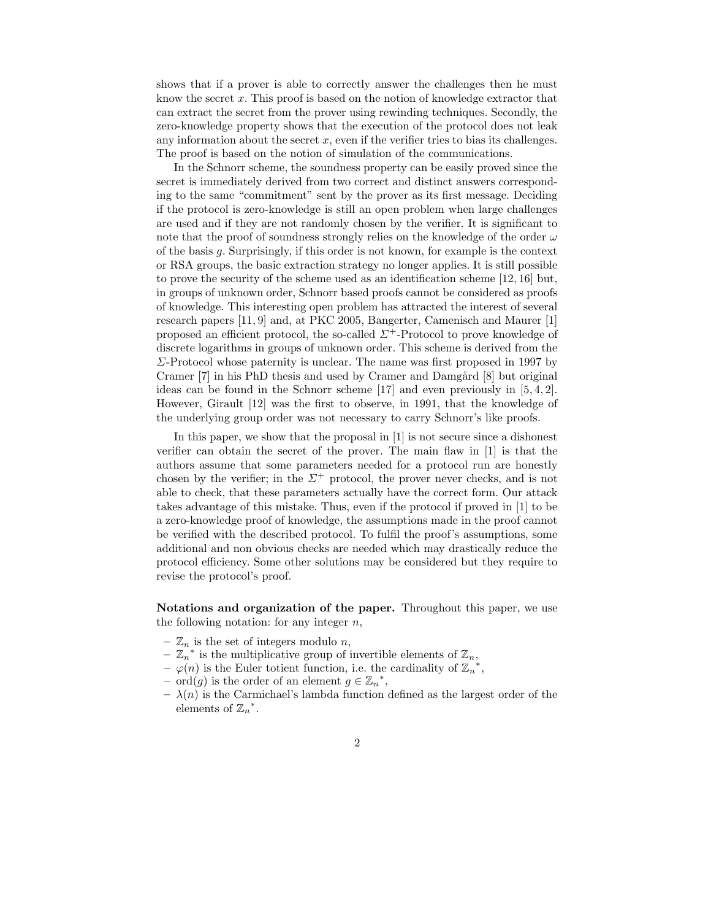shows that if a prover is able to correctly answer the challenges then he must know the secret $x$. This proof is based on the notion of knowledge extractor that can extract the secret from the prover using rewinding techniques. Secondly, the zero-knowledge property shows that the execution of the protocol does not leak any information about the secret $x$, even if the verifier tries to bias its challenges. The proof is based on the notion of simulation of the communications.

In the Schnorr scheme, the soundness property can be easily proved since the secret is immediately derived from two correct and distinct answers corresponding to the same "commitment" sent by the prover as its first message. Deciding if the protocol is zero-knowledge is still an open problem when large challenges are used and if they are not randomly chosen by the verifier. It is significant to note that the proof of soundness strongly relies on the knowledge of the order $\omega$ of the basis $g$. Surprisingly, if this order is not known, for example is the context or RSA groups, the basic extraction strategy no longer applies. It is still possible to prove the security of the scheme used as an identification scheme [12, 16] but, in groups of unknown order, Schnorr based proofs cannot be considered as proofs of knowledge. This interesting open problem has attracted the interest of several research papers [11, 9] and, at PKC 2005, Bangerter, Camenisch and Maurer [1] proposed an efficient protocol, the so-called $\Sigma^+$-Protocol to prove knowledge of discrete logarithms in groups of unknown order. This scheme is derived from the $\Sigma$-Protocol whose paternity is unclear. The name was first proposed in 1997 by Cramer [7] in his PhD thesis and used by Cramer and Damgård [8] but original ideas can be found in the Schnorr scheme [17] and even previously in [5, 4, 2]. However, Girault [12] was the first to observe, in 1991, that the knowledge of the underlying group order was not necessary to carry Schnorr's like proofs.

In this paper, we show that the proposal in [1] is not secure since a dishonest verifier can obtain the secret of the prover. The main flaw in [1] is that the authors assume that some parameters needed for a protocol run are honestly chosen by the verifier; in the $\Sigma^+$ protocol, the prover never checks, and is not able to check, that these parameters actually have the correct form. Our attack takes advantage of this mistake. Thus, even if the protocol if proved in [1] to be a zero-knowledge proof of knowledge, the assumptions made in the proof cannot be verified with the described protocol. To fulfil the proof's assumptions, some additional and non obvious checks are needed which may drastically reduce the protocol efficiency. Some other solutions may be considered but they require to revise the protocol's proof.

**Notations and organization of the paper.** Throughout this paper, we use the following notation: for any integer $n$,

- $\mathbb{Z}_n$ is the set of integers modulo $n$,
- ${\mathbb{Z}_n}^*$ is the multiplicative group of invertible elements of $\mathbb{Z}_n$,
- $\varphi(n)$ is the Euler totient function, i.e. the cardinality of ${\mathbb{Z}_n}^*$,
- $\text{ord}(g)$ is the order of an element $g \in {\mathbb{Z}_n}^*$,
- $\lambda(n)$ is the Carmichael's lambda function defined as the largest order of the elements of ${\mathbb{Z}_n}^*$.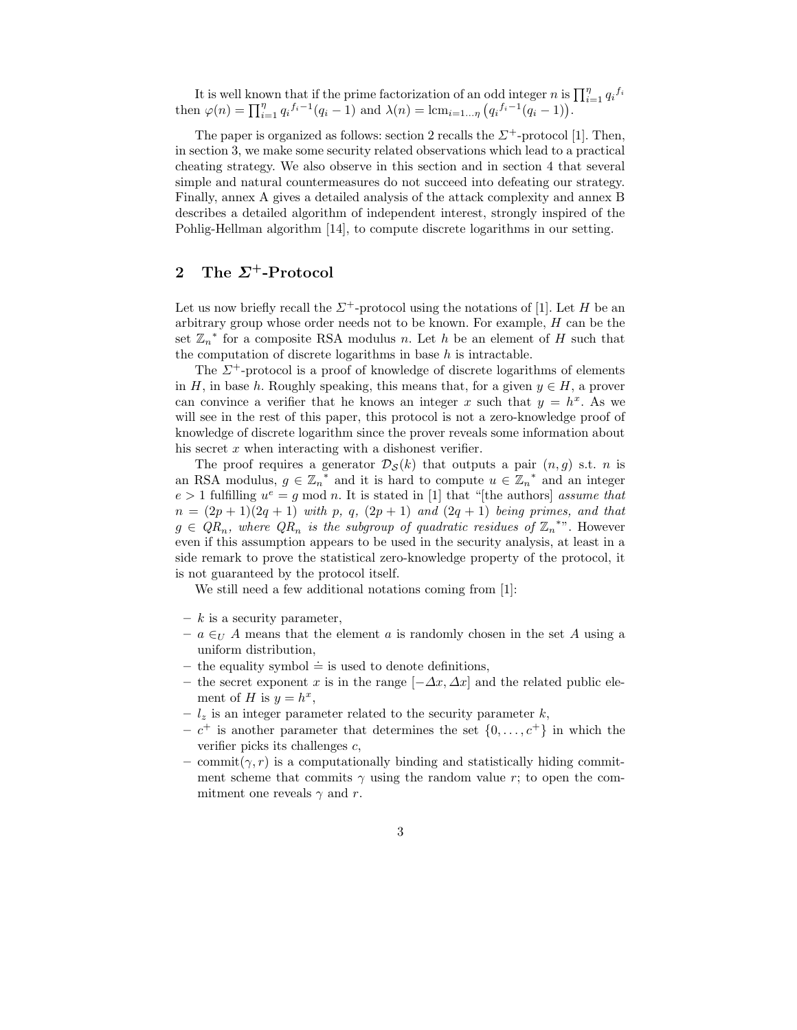It is well known that if the prime factorization of an odd integer $n$ is $\prod_{i=1}^{\eta} {q_i}^{f_i}$ then $\varphi(n) = \prod_{i=1}^{\eta} {q_i}^{f_i-1}(q_i - 1)$ and $\lambda(n) = \text{lcm}_{i=1\ldots\eta}\left({q_i}^{f_i-1}(q_i - 1)\right)$.

The paper is organized as follows: section 2 recalls the $\Sigma^+$-protocol [1]. Then, in section 3, we make some security related observations which lead to a practical cheating strategy. We also observe in this section and in section 4 that several simple and natural countermeasures do not succeed into defeating our strategy. Finally, annex A gives a detailed analysis of the attack complexity and annex B describes a detailed algorithm of independent interest, strongly inspired of the Pohlig-Hellman algorithm [14], to compute discrete logarithms in our setting.

## 2 The $\Sigma^+$-Protocol

Let us now briefly recall the $\Sigma^+$-protocol using the notations of [1]. Let $H$ be an arbitrary group whose order needs not to be known. For example, $H$ can be the set ${\mathbb{Z}_n}^*$ for a composite RSA modulus $n$. Let $h$ be an element of $H$ such that the computation of discrete logarithms in base $h$ is intractable.

The $\Sigma^+$-protocol is a proof of knowledge of discrete logarithms of elements in $H$, in base $h$. Roughly speaking, this means that, for a given $y \in H$, a prover can convince a verifier that he knows an integer $x$ such that $y = h^x$. As we will see in the rest of this paper, this protocol is not a zero-knowledge proof of knowledge of discrete logarithm since the prover reveals some information about his secret $x$ when interacting with a dishonest verifier.

The proof requires a generator $\mathcal{D}_{\mathcal{S}}(k)$ that outputs a pair $(n, g)$ s.t. $n$ is an RSA modulus, $g \in {\mathbb{Z}_n}^*$ and it is hard to compute $u \in {\mathbb{Z}_n}^*$ and an integer $e > 1$ fulfilling $u^e = g \bmod n$. It is stated in [1] that "[the authors] *assume that* $n = (2p+1)(2q+1)$ *with* $p$*,* $q$*,* $(2p+1)$ *and* $(2q+1)$ *being primes, and that* $g \in QR_n$*, where* $QR_n$ *is the subgroup of quadratic residues of* ${\mathbb{Z}_n}^*$". However even if this assumption appears to be used in the security analysis, at least in a side remark to prove the statistical zero-knowledge property of the protocol, it is not guaranteed by the protocol itself.

We still need a few additional notations coming from [1]:

- $k$ is a security parameter,
- $a \in_U A$ means that the element $a$ is randomly chosen in the set $A$ using a uniform distribution,
- the equality symbol $\doteq$ is used to denote definitions,
- the secret exponent $x$ is in the range $[-\Delta x, \Delta x]$ and the related public element of $H$ is $y = h^x$,
- $l_z$ is an integer parameter related to the security parameter $k$,
- $c^+$ is another parameter that determines the set $\{0, \ldots, c^+\}$ in which the verifier picks its challenges $c$,
- commit$(\gamma, r)$ is a computationally binding and statistically hiding commitment scheme that commits $\gamma$ using the random value $r$; to open the commitment one reveals $\gamma$ and $r$.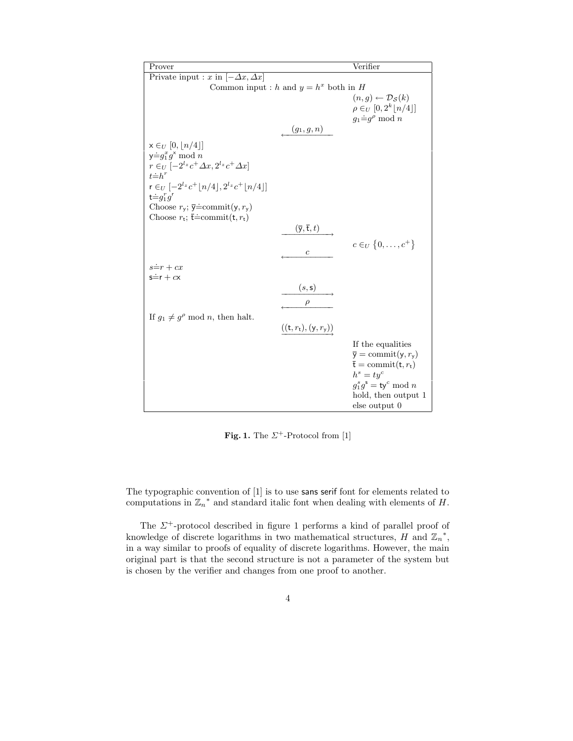| Prover | | Verifier |
|---|---|---|
| Private input : $x$ in $[-\Delta x, \Delta x]$ | | |
| Common input : $h$ and $y = h^x$ both in $H$ | | |
| | | $(n, g) \leftarrow \mathcal{D}_{\mathcal{S}}(k)$ |
| | | $\rho \in_U [0, 2^k \lfloor n/4 \rfloor]$ |
| | | $g_1 \doteq g^\rho \bmod n$ |
| | $\xleftarrow{(g_1, g, n)}$ | |
| $\mathsf{x} \in_U [0, \lfloor n/4 \rfloor]$ | | |
| $\mathsf{y} \doteq g_1^x g^{\mathsf{x}} \bmod n$ | | |
| $r \in_U [-2^{l_z} c^+ \Delta x, 2^{l_z} c^+ \Delta x]$ | | |
| $t \doteq h^r$ | | |
| $\mathsf{r} \in_U [-2^{l_z} c^+ \lfloor n/4 \rfloor, 2^{l_z} c^+ \lfloor n/4 \rfloor]$ | | |
| $\mathsf{t} \doteq g_1^r g^{\mathsf{r}}$ | | |
| Choose $r_{\mathsf{y}}$; $\overline{\mathsf{y}} \doteq \text{commit}(\mathsf{y}, r_{\mathsf{y}})$ | | |
| Choose $r_{\mathsf{t}}$; $\overline{\mathsf{t}} \doteq \text{commit}(\mathsf{t}, r_{\mathsf{t}})$ | | |
| | $\xrightarrow{(\overline{\mathsf{y}}, \overline{\mathsf{t}}, t)}$ | |
| | | $c \in_U \{0, \ldots, c^+\}$ |
| | $\xleftarrow{c}$ | |
| $s \doteq r + cx$ | | |
| $\mathsf{s} \doteq \mathsf{r} + c\mathsf{x}$ | | |
| | $\xrightarrow{(s, \mathsf{s})}$ | |
| | $\xleftarrow{\rho}$ | |
| If $g_1 \neq g^\rho \bmod n$, then halt. | | |
| | $\xrightarrow{((\mathsf{t}, r_{\mathsf{t}}), (\mathsf{y}, r_{\mathsf{y}}))}$ | |
| | | If the equalities |
| | | $\overline{\mathsf{y}} = \text{commit}(\mathsf{y}, r_{\mathsf{y}})$ |
| | | $\overline{\mathsf{t}} = \text{commit}(\mathsf{t}, r_{\mathsf{t}})$ |
| | | $h^s = ty^c$ |
| | | $g_1^s g^{\mathsf{s}} = \mathsf{t}\mathsf{y}^c \bmod n$ |
| | | hold, then output 1 |
| | | else output 0 |

**Fig. 1.** The $\Sigma^+$-Protocol from [1]

The typographic convention of [1] is to use sans serif font for elements related to computations in ${\mathbb{Z}_n}^*$ and standard italic font when dealing with elements of $H$.

The $\Sigma^+$-protocol described in figure 1 performs a kind of parallel proof of knowledge of discrete logarithms in two mathematical structures, $H$ and ${\mathbb{Z}_n}^*$, in a way similar to proofs of equality of discrete logarithms. However, the main original part is that the second structure is not a parameter of the system but is chosen by the verifier and changes from one proof to another.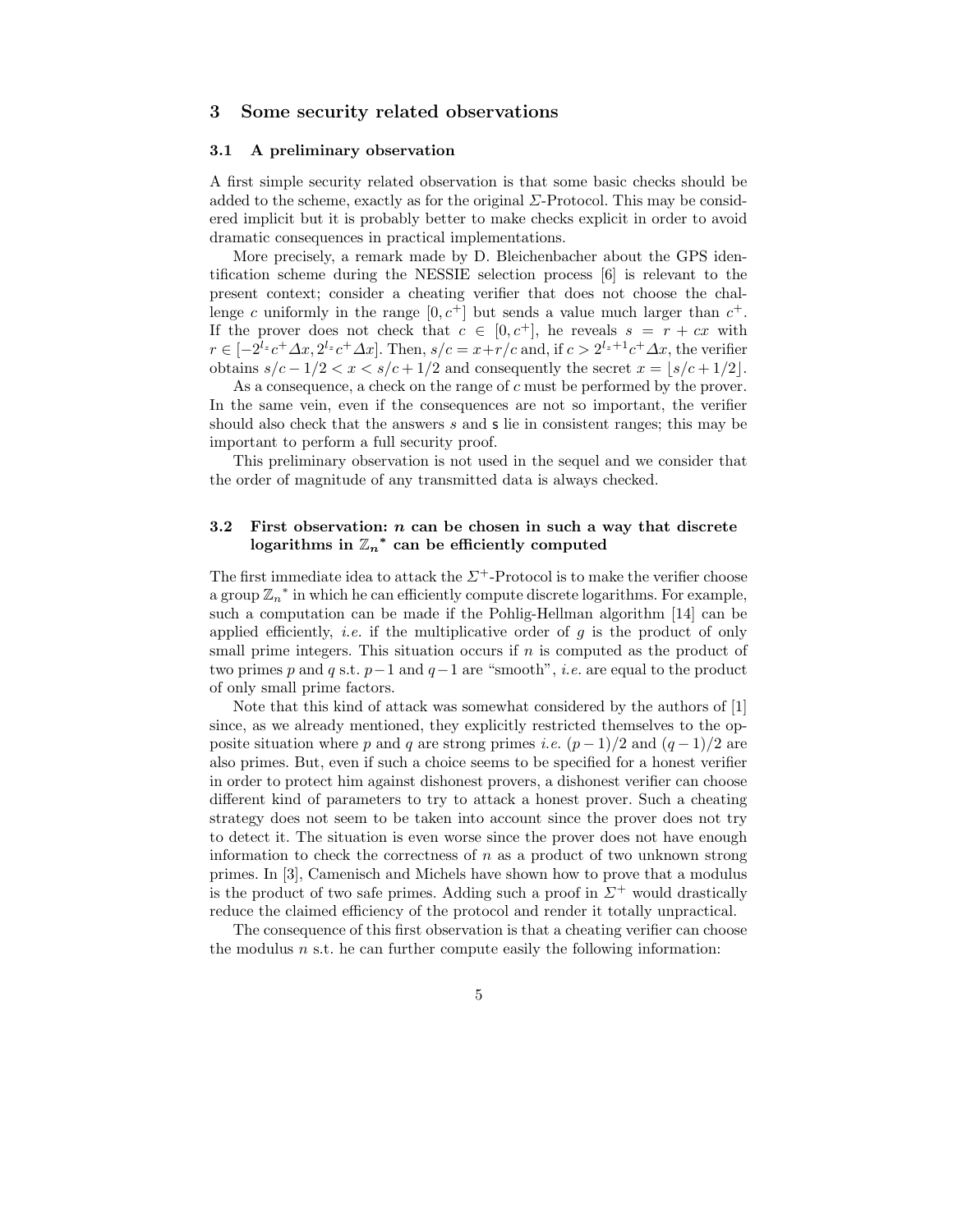## 3 Some security related observations

### 3.1 A preliminary observation

A first simple security related observation is that some basic checks should be added to the scheme, exactly as for the original $\Sigma$-Protocol. This may be considered implicit but it is probably better to make checks explicit in order to avoid dramatic consequences in practical implementations.

More precisely, a remark made by D. Bleichenbacher about the GPS identification scheme during the NESSIE selection process [6] is relevant to the present context; consider a cheating verifier that does not choose the challenge $c$ uniformly in the range $[0, c^+]$ but sends a value much larger than $c^+$. If the prover does not check that $c \in [0, c^+]$, he reveals $s = r + cx$ with $r \in [-2^{l_z} c^+ \Delta x, 2^{l_z} c^+ \Delta x]$. Then, $s/c = x + r/c$ and, if $c > 2^{l_z+1} c^+ \Delta x$, the verifier obtains $s/c - 1/2 < x < s/c + 1/2$ and consequently the secret $x = \lfloor s/c + 1/2 \rfloor$.

As a consequence, a check on the range of $c$ must be performed by the prover. In the same vein, even if the consequences are not so important, the verifier should also check that the answers $s$ and $\mathsf{s}$ lie in consistent ranges; this may be important to perform a full security proof.

This preliminary observation is not used in the sequel and we consider that the order of magnitude of any transmitted data is always checked.

### 3.2 First observation: $n$ can be chosen in such a way that discrete logarithms in ${\mathbb{Z}_n}^*$ can be efficiently computed

The first immediate idea to attack the $\Sigma^+$-Protocol is to make the verifier choose a group ${\mathbb{Z}_n}^*$ in which he can efficiently compute discrete logarithms. For example, such a computation can be made if the Pohlig-Hellman algorithm [14] can be applied efficiently, *i.e.* if the multiplicative order of $g$ is the product of only small prime integers. This situation occurs if $n$ is computed as the product of two primes $p$ and $q$ s.t. $p-1$ and $q-1$ are "smooth", *i.e.* are equal to the product of only small prime factors.

Note that this kind of attack was somewhat considered by the authors of [1] since, as we already mentioned, they explicitly restricted themselves to the opposite situation where $p$ and $q$ are strong primes *i.e.* $(p-1)/2$ and $(q-1)/2$ are also primes. But, even if such a choice seems to be specified for a honest verifier in order to protect him against dishonest provers, a dishonest verifier can choose different kind of parameters to try to attack a honest prover. Such a cheating strategy does not seem to be taken into account since the prover does not try to detect it. The situation is even worse since the prover does not have enough information to check the correctness of $n$ as a product of two unknown strong primes. In [3], Camenisch and Michels have shown how to prove that a modulus is the product of two safe primes. Adding such a proof in $\Sigma^+$ would drastically reduce the claimed efficiency of the protocol and render it totally unpractical.

The consequence of this first observation is that a cheating verifier can choose the modulus $n$ s.t. he can further compute easily the following information: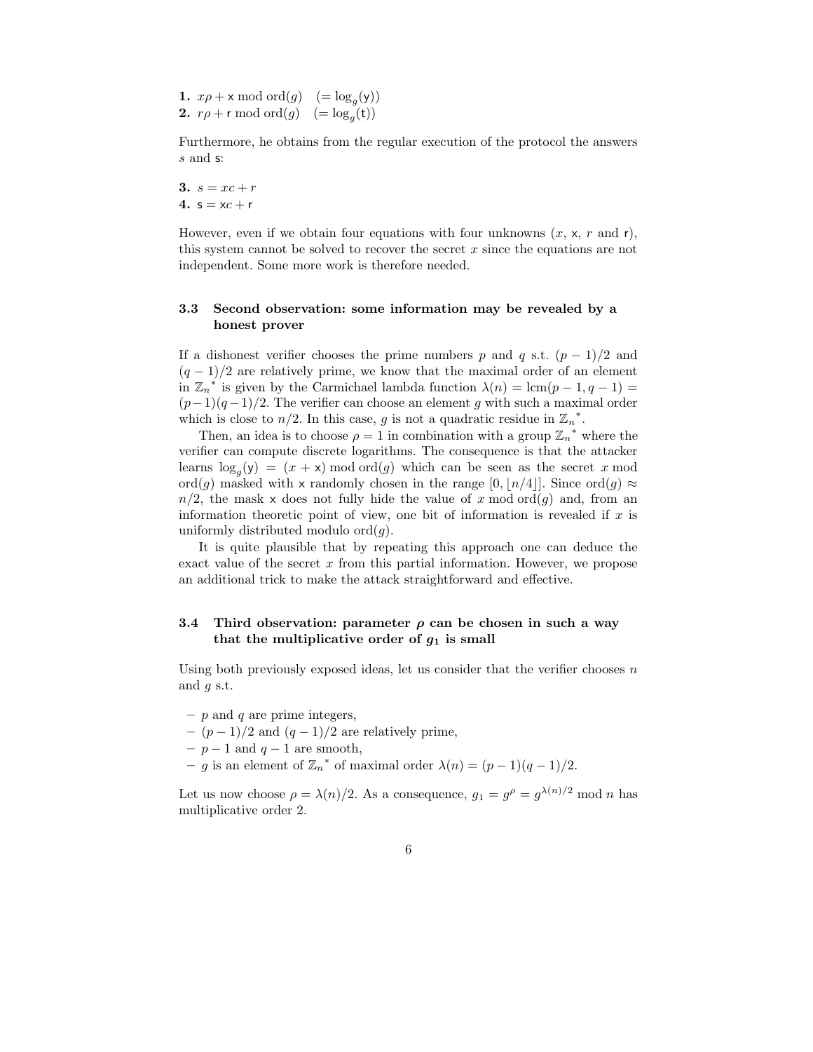**1.** $x\rho + \mathsf{x} \bmod \mathrm{ord}(g) \quad (= \log_g(\mathsf{y}))$
**2.** $r\rho + \mathsf{r} \bmod \mathrm{ord}(g) \quad (= \log_g(\mathsf{t}))$

Furthermore, he obtains from the regular execution of the protocol the answers $s$ and $\mathsf{s}$:

**3.** $s = xc + r$
**4.** $\mathsf{s} = \mathsf{x}c + \mathsf{r}$

However, even if we obtain four equations with four unknowns ($x$, $\mathsf{x}$, $r$ and $\mathsf{r}$), this system cannot be solved to recover the secret $x$ since the equations are not independent. Some more work is therefore needed.

### 3.3 Second observation: some information may be revealed by a honest prover

If a dishonest verifier chooses the prime numbers $p$ and $q$ s.t. $(p-1)/2$ and $(q-1)/2$ are relatively prime, we know that the maximal order of an element in ${\mathbb{Z}_n}^*$ is given by the Carmichael lambda function $\lambda(n) = \mathrm{lcm}(p-1, q-1) = (p-1)(q-1)/2$. The verifier can choose an element $g$ with such a maximal order which is close to $n/2$. In this case, $g$ is not a quadratic residue in ${\mathbb{Z}_n}^*$.

Then, an idea is to choose $\rho = 1$ in combination with a group ${\mathbb{Z}_n}^*$ where the verifier can compute discrete logarithms. The consequence is that the attacker learns $\log_g(\mathsf{y}) = (x + \mathsf{x}) \bmod \mathrm{ord}(g)$ which can be seen as the secret $x \bmod \mathrm{ord}(g)$ masked with $\mathsf{x}$ randomly chosen in the range $[0, \lfloor n/4 \rfloor]$. Since $\mathrm{ord}(g) \approx n/2$, the mask $\mathsf{x}$ does not fully hide the value of $x \bmod \mathrm{ord}(g)$ and, from an information theoretic point of view, one bit of information is revealed if $x$ is uniformly distributed modulo $\mathrm{ord}(g)$.

It is quite plausible that by repeating this approach one can deduce the exact value of the secret $x$ from this partial information. However, we propose an additional trick to make the attack straightforward and effective.

### 3.4 Third observation: parameter $\rho$ can be chosen in such a way that the multiplicative order of $g_1$ is small

Using both previously exposed ideas, let us consider that the verifier chooses $n$ and $g$ s.t.

- $p$ and $q$ are prime integers,
- $(p-1)/2$ and $(q-1)/2$ are relatively prime,
- $p-1$ and $q-1$ are smooth,
- $g$ is an element of ${\mathbb{Z}_n}^*$ of maximal order $\lambda(n) = (p-1)(q-1)/2$.

Let us now choose $\rho = \lambda(n)/2$. As a consequence, $g_1 = g^\rho = g^{\lambda(n)/2} \bmod n$ has multiplicative order 2.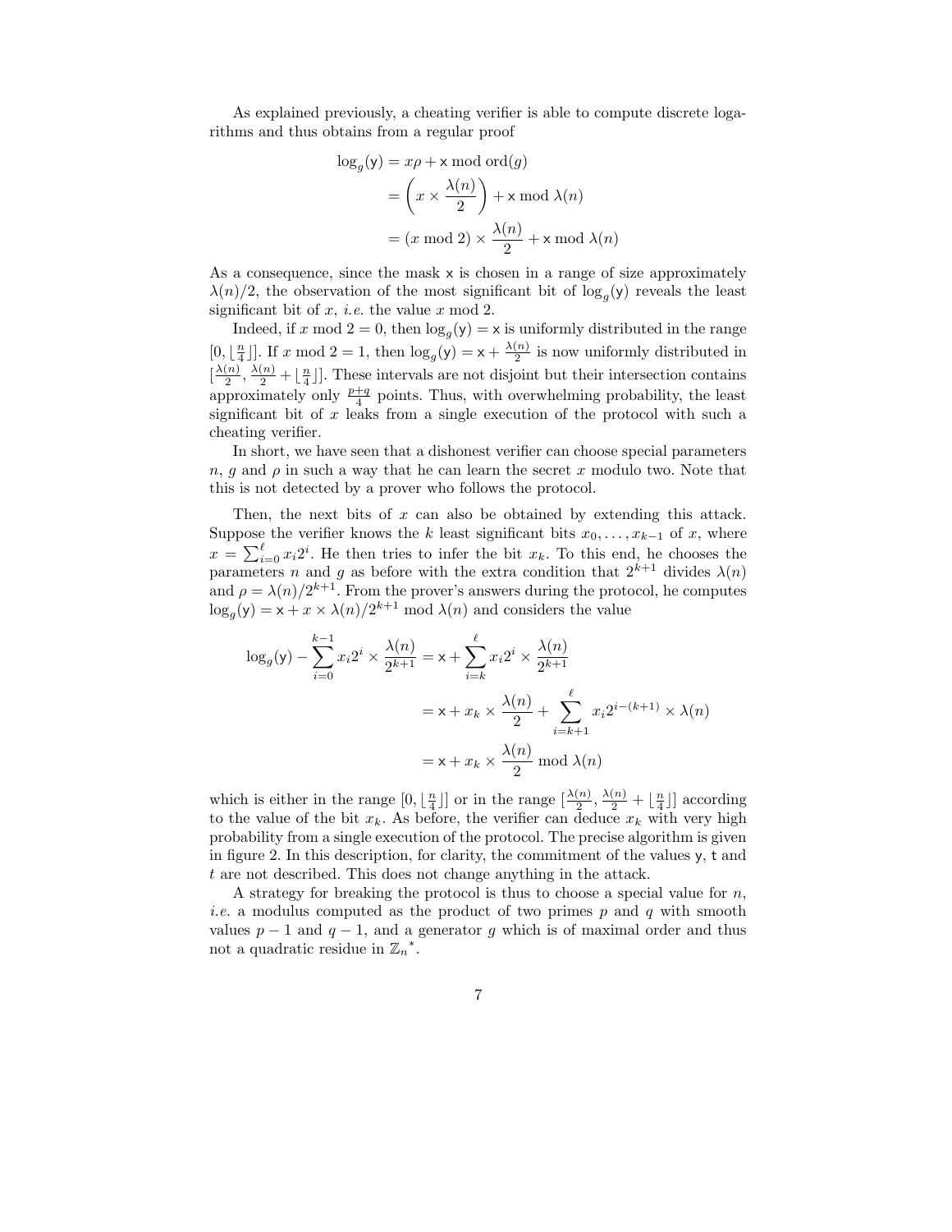As explained previously, a cheating verifier is able to compute discrete logarithms and thus obtains from a regular proof

$$
\begin{aligned}
\log_g(\mathsf{y}) &= x\rho + \mathsf{x} \bmod \operatorname{ord}(g) \\
&= \left( x \times \frac{\lambda(n)}{2} \right) + \mathsf{x} \bmod \lambda(n) \\
&= (x \bmod 2) \times \frac{\lambda(n)}{2} + \mathsf{x} \bmod \lambda(n)
\end{aligned}
$$

As a consequence, since the mask $\mathsf{x}$ is chosen in a range of size approximately $\lambda(n)/2$, the observation of the most significant bit of $\log_g(\mathsf{y})$ reveals the least significant bit of $x$, *i.e.* the value $x \bmod 2$.

Indeed, if $x \bmod 2 = 0$, then $\log_g(\mathsf{y}) = \mathsf{x}$ is uniformly distributed in the range $[0, \lfloor \frac{n}{4} \rfloor]$. If $x \bmod 2 = 1$, then $\log_g(\mathsf{y}) = \mathsf{x} + \frac{\lambda(n)}{2}$ is now uniformly distributed in $[\frac{\lambda(n)}{2}, \frac{\lambda(n)}{2} + \lfloor \frac{n}{4} \rfloor]$. These intervals are not disjoint but their intersection contains approximately only $\frac{p+q}{4}$ points. Thus, with overwhelming probability, the least significant bit of $x$ leaks from a single execution of the protocol with such a cheating verifier.

In short, we have seen that a dishonest verifier can choose special parameters $n$, $g$ and $\rho$ in such a way that he can learn the secret $x$ modulo two. Note that this is not detected by a prover who follows the protocol.

Then, the next bits of $x$ can also be obtained by extending this attack. Suppose the verifier knows the $k$ least significant bits $x_0, \ldots, x_{k-1}$ of $x$, where $x = \sum_{i=0}^{\ell} x_i 2^i$. He then tries to infer the bit $x_k$. To this end, he chooses the parameters $n$ and $g$ as before with the extra condition that $2^{k+1}$ divides $\lambda(n)$ and $\rho = \lambda(n)/2^{k+1}$. From the prover's answers during the protocol, he computes $\log_g(\mathsf{y}) = \mathsf{x} + x \times \lambda(n)/2^{k+1} \bmod \lambda(n)$ and considers the value

$$
\begin{aligned}
\log_g(\mathsf{y}) - \sum_{i=0}^{k-1} x_i 2^i \times \frac{\lambda(n)}{2^{k+1}} &= \mathsf{x} + \sum_{i=k}^{\ell} x_i 2^i \times \frac{\lambda(n)}{2^{k+1}} \\
&= \mathsf{x} + x_k \times \frac{\lambda(n)}{2} + \sum_{i=k+1}^{\ell} x_i 2^{i-(k+1)} \times \lambda(n) \\
&= \mathsf{x} + x_k \times \frac{\lambda(n)}{2} \bmod \lambda(n)
\end{aligned}
$$

which is either in the range $[0, \lfloor \frac{n}{4} \rfloor]$ or in the range $[\frac{\lambda(n)}{2}, \frac{\lambda(n)}{2} + \lfloor \frac{n}{4} \rfloor]$ according to the value of the bit $x_k$. As before, the verifier can deduce $x_k$ with very high probability from a single execution of the protocol. The precise algorithm is given in figure 2. In this description, for clarity, the commitment of the values $\mathsf{y}$, $\mathsf{t}$ and $t$ are not described. This does not change anything in the attack.

A strategy for breaking the protocol is thus to choose a special value for $n$, *i.e.* a modulus computed as the product of two primes $p$ and $q$ with smooth values $p-1$ and $q-1$, and a generator $g$ which is of maximal order and thus not a quadratic residue in $\mathbb{Z}_n{}^*$.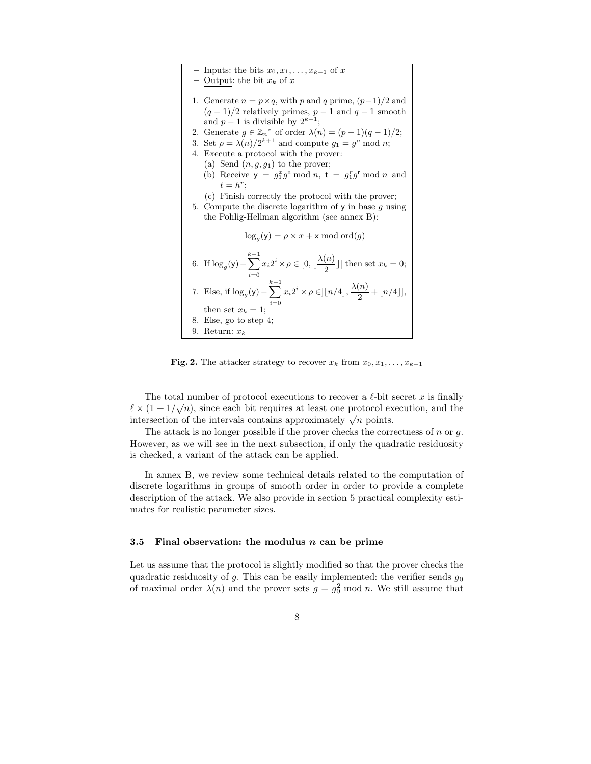- Inputs: the bits $x_0, x_1, \ldots, x_{k-1}$ of $x$
- Output: the bit $x_k$ of $x$

1. Generate $n = p \times q$, with $p$ and $q$ prime, $(p-1)/2$ and $(q-1)/2$ relatively primes, $p-1$ and $q-1$ smooth and $p-1$ is divisible by $2^{k+1}$;
2. Generate $g \in {\mathbb{Z}_n}^*$ of order $\lambda(n) = (p-1)(q-1)/2$;
3. Set $\rho = \lambda(n)/2^{k+1}$ and compute $g_1 = g^\rho \bmod n$;
4. Execute a protocol with the prover:
   (a) Send $(n, g, g_1)$ to the prover;
   (b) Receive $\mathsf{y} = g_1^x g^{\mathsf{x}} \bmod n$, $\mathsf{t} = g_1^{\mathsf{r}} g^{\mathsf{r}} \bmod n$ and $t = h^r$;
   (c) Finish correctly the protocol with the prover;
5. Compute the discrete logarithm of $\mathsf{y}$ in base $g$ using the Pohlig-Hellman algorithm (see annex B):
$$\log_g(\mathsf{y}) = \rho \times x + \mathsf{x} \bmod \mathrm{ord}(g)$$
6. If $\log_g(\mathsf{y}) - \sum_{i=0}^{k-1} x_i 2^i \times \rho \in [0, \lfloor \frac{\lambda(n)}{2} \rfloor[$ then set $x_k = 0$;
7. Else, if $\log_g(\mathsf{y}) - \sum_{i=0}^{k-1} x_i 2^i \times \rho \in ]\lfloor n/4 \rfloor, \frac{\lambda(n)}{2} + \lfloor n/4 \rfloor]$, then set $x_k = 1$;
8. Else, go to step 4;
9. Return: $x_k$

**Fig. 2.** The attacker strategy to recover $x_k$ from $x_0, x_1, \ldots, x_{k-1}$

The total number of protocol executions to recover a $\ell$-bit secret $x$ is finally $\ell \times (1 + 1/\sqrt{n})$, since each bit requires at least one protocol execution, and the intersection of the intervals contains approximately $\sqrt{n}$ points.

The attack is no longer possible if the prover checks the correctness of $n$ or $g$. However, as we will see in the next subsection, if only the quadratic residuosity is checked, a variant of the attack can be applied.

In annex B, we review some technical details related to the computation of discrete logarithms in groups of smooth order in order to provide a complete description of the attack. We also provide in section 5 practical complexity estimates for realistic parameter sizes.

### 3.5 Final observation: the modulus $n$ can be prime

Let us assume that the protocol is slightly modified so that the prover checks the quadratic residuosity of $g$. This can be easily implemented: the verifier sends $g_0$ of maximal order $\lambda(n)$ and the prover sets $g = g_0^2 \bmod n$. We still assume that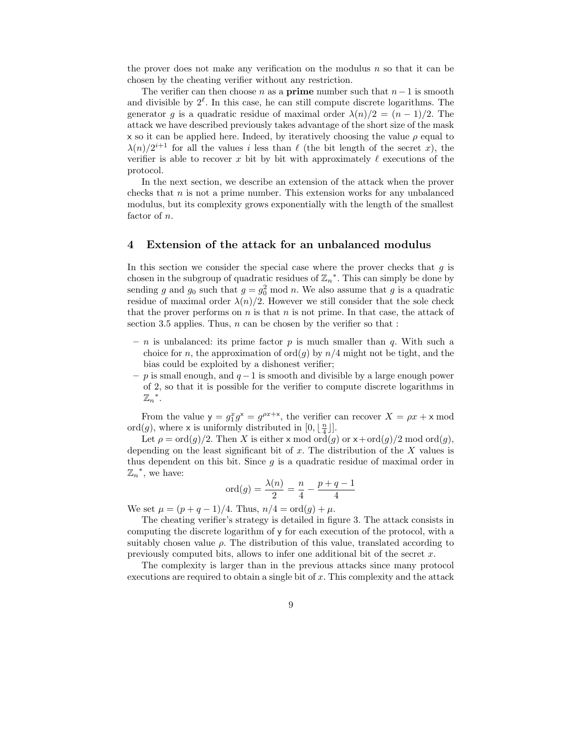the prover does not make any verification on the modulus $n$ so that it can be chosen by the cheating verifier without any restriction.

The verifier can then choose $n$ as a **prime** number such that $n-1$ is smooth and divisible by $2^\ell$. In this case, he can still compute discrete logarithms. The generator $g$ is a quadratic residue of maximal order $\lambda(n)/2 = (n-1)/2$. The attack we have described previously takes advantage of the short size of the mask $\mathsf{x}$ so it can be applied here. Indeed, by iteratively choosing the value $\rho$ equal to $\lambda(n)/2^{i+1}$ for all the values $i$ less than $\ell$ (the bit length of the secret $x$), the verifier is able to recover $x$ bit by bit with approximately $\ell$ executions of the protocol.

In the next section, we describe an extension of the attack when the prover checks that $n$ is not a prime number. This extension works for any unbalanced modulus, but its complexity grows exponentially with the length of the smallest factor of $n$.

## 4 Extension of the attack for an unbalanced modulus

In this section we consider the special case where the prover checks that $g$ is chosen in the subgroup of quadratic residues of ${\mathbb{Z}_n}^*$. This can simply be done by sending $g$ and $g_0$ such that $g = g_0^2 \bmod n$. We also assume that $g$ is a quadratic residue of maximal order $\lambda(n)/2$. However we still consider that the sole check that the prover performs on $n$ is that $n$ is not prime. In that case, the attack of section 3.5 applies. Thus, $n$ can be chosen by the verifier so that :

- $n$ is unbalanced: its prime factor $p$ is much smaller than $q$. With such a choice for $n$, the approximation of $\mathrm{ord}(g)$ by $n/4$ might not be tight, and the bias could be exploited by a dishonest verifier;
- $p$ is small enough, and $q-1$ is smooth and divisible by a large enough power of 2, so that it is possible for the verifier to compute discrete logarithms in ${\mathbb{Z}_n}^*$.

From the value $\mathsf{y} = g_1^x g^{\mathsf{x}} = g^{\rho x + \mathsf{x}}$, the verifier can recover $X = \rho x + \mathsf{x} \bmod \mathrm{ord}(g)$, where $\mathsf{x}$ is uniformly distributed in $[0, \lfloor \frac{n}{4} \rfloor]$.

Let $\rho = \mathrm{ord}(g)/2$. Then $X$ is either $\mathsf{x} \bmod \mathrm{ord}(g)$ or $\mathsf{x} + \mathrm{ord}(g)/2 \bmod \mathrm{ord}(g)$, depending on the least significant bit of $x$. The distribution of the $X$ values is thus dependent on this bit. Since $g$ is a quadratic residue of maximal order in ${\mathbb{Z}_n}^*$, we have:

$$\mathrm{ord}(g) = \frac{\lambda(n)}{2} = \frac{n}{4} - \frac{p+q-1}{4}$$

We set $\mu = (p+q-1)/4$. Thus, $n/4 = \mathrm{ord}(g) + \mu$.

The cheating verifier's strategy is detailed in figure 3. The attack consists in computing the discrete logarithm of $\mathsf{y}$ for each execution of the protocol, with a suitably chosen value $\rho$. The distribution of this value, translated according to previously computed bits, allows to infer one additional bit of the secret $x$.

The complexity is larger than in the previous attacks since many protocol executions are required to obtain a single bit of $x$. This complexity and the attack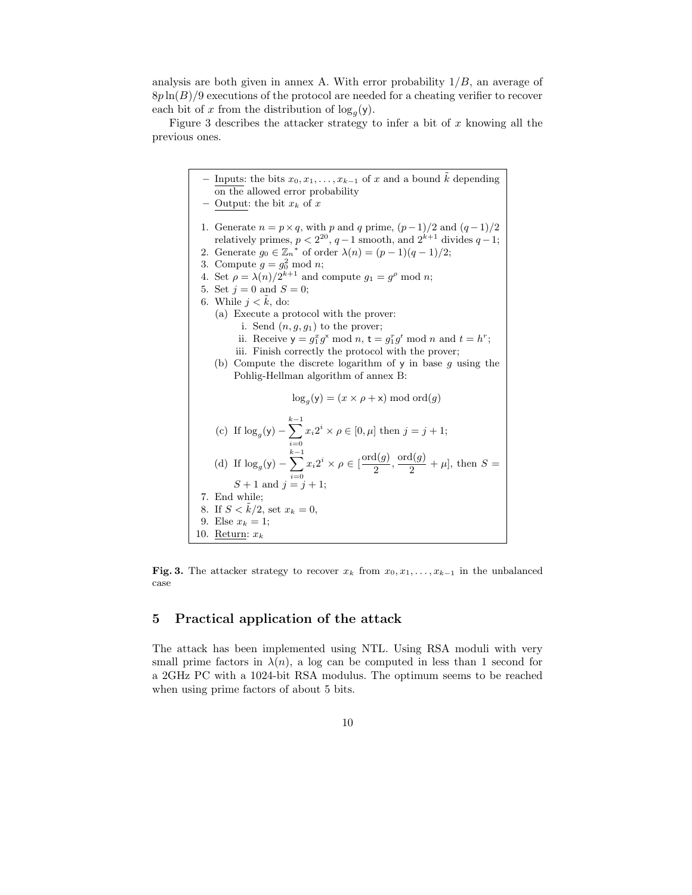analysis are both given in annex A. With error probability $1/B$, an average of $8p\ln(B)/9$ executions of the protocol are needed for a cheating verifier to recover each bit of $x$ from the distribution of $\log_g(\mathsf{y})$.

Figure 3 describes the attacker strategy to infer a bit of $x$ knowing all the previous ones.

- Inputs: the bits $x_0, x_1, \ldots, x_{k-1}$ of $x$ and a bound $\tilde{k}$ depending on the allowed error probability
- Output: the bit $x_k$ of $x$

1. Generate $n = p \times q$, with $p$ and $q$ prime, $(p-1)/2$ and $(q-1)/2$ relatively primes, $p < 2^{20}$, $q-1$ smooth, and $2^{k+1}$ divides $q-1$;
2. Generate $g_0 \in \mathbb{Z}_n{}^*$ of order $\lambda(n) = (p-1)(q-1)/2$;
3. Compute $g = g_0^2 \bmod n$;
4. Set $\rho = \lambda(n)/2^{k+1}$ and compute $g_1 = g^\rho \bmod n$;
5. Set $j = 0$ and $S = 0$;
6. While $j < \tilde{k}$, do:
   (a) Execute a protocol with the prover:
      i. Send $(n, g, g_1)$ to the prover;
      ii. Receive $\mathsf{y} = g_1^x g^{\mathsf{x}} \bmod n$, $\mathsf{t} = g_1^{\mathsf{r}} g^{\mathsf{r}} \bmod n$ and $t = h^r$;
      iii. Finish correctly the protocol with the prover;
   (b) Compute the discrete logarithm of $\mathsf{y}$ in base $g$ using the Pohlig-Hellman algorithm of annex B:
   $$\log_g(\mathsf{y}) = (x \times \rho + \mathsf{x}) \bmod \mathrm{ord}(g)$$
   (c) If $\log_g(\mathsf{y}) - \sum_{i=0}^{k-1} x_i 2^i \times \rho \in [0, \mu]$ then $j = j + 1$;
   (d) If $\log_g(\mathsf{y}) - \sum_{i=0}^{k-1} x_i 2^i \times \rho \in [\frac{\mathrm{ord}(g)}{2}, \frac{\mathrm{ord}(g)}{2} + \mu]$, then $S = S + 1$ and $j = j + 1$;
7. End while;
8. If $S < \tilde{k}/2$, set $x_k = 0$,
9. Else $x_k = 1$;
10. Return: $x_k$

**Fig. 3.** The attacker strategy to recover $x_k$ from $x_0, x_1, \ldots, x_{k-1}$ in the unbalanced case

## 5 Practical application of the attack

The attack has been implemented using NTL. Using RSA moduli with very small prime factors in $\lambda(n)$, a log can be computed in less than 1 second for a 2GHz PC with a 1024-bit RSA modulus. The optimum seems to be reached when using prime factors of about 5 bits.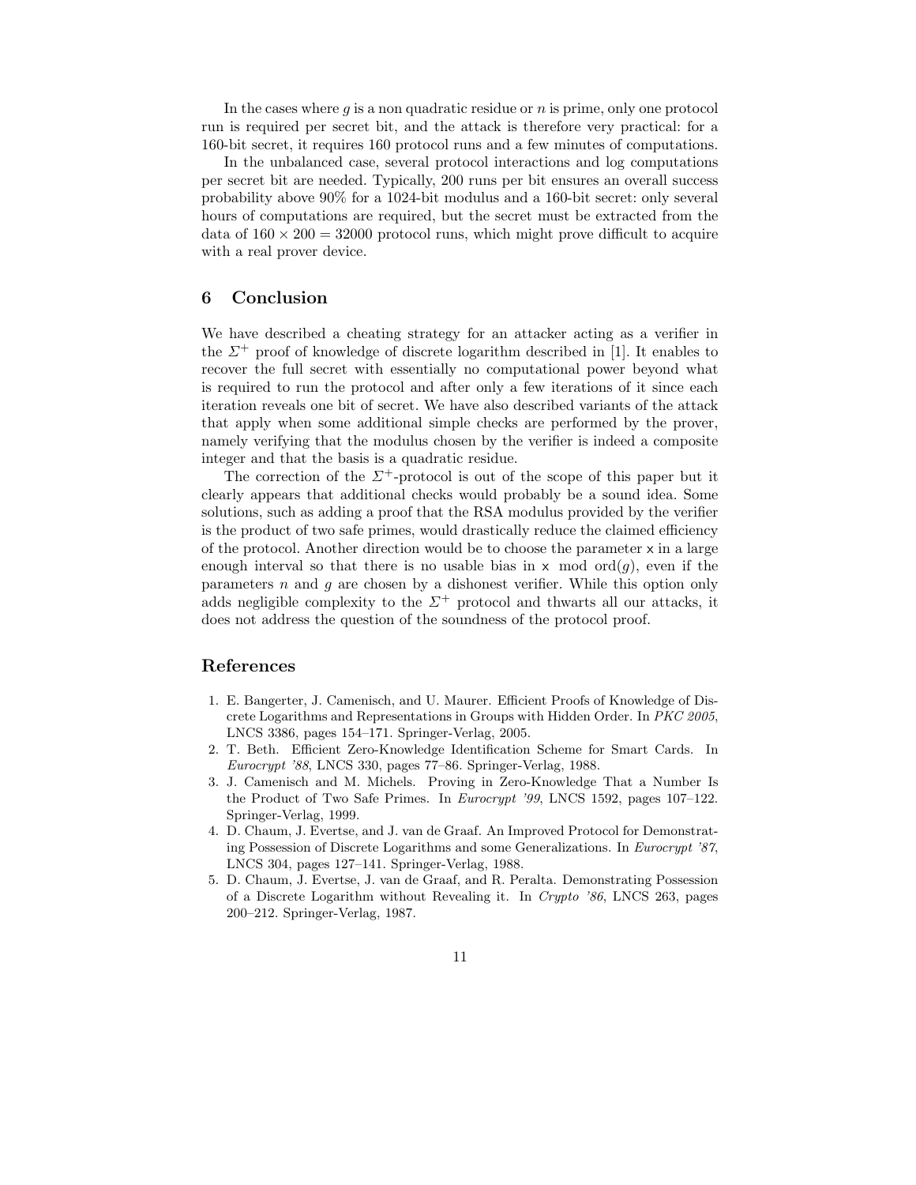In the cases where $g$ is a non quadratic residue or $n$ is prime, only one protocol run is required per secret bit, and the attack is therefore very practical: for a 160-bit secret, it requires 160 protocol runs and a few minutes of computations.

In the unbalanced case, several protocol interactions and log computations per secret bit are needed. Typically, 200 runs per bit ensures an overall success probability above 90% for a 1024-bit modulus and a 160-bit secret: only several hours of computations are required, but the secret must be extracted from the data of $160 \times 200 = 32000$ protocol runs, which might prove difficult to acquire with a real prover device.

## 6 Conclusion

We have described a cheating strategy for an attacker acting as a verifier in the $\Sigma^+$ proof of knowledge of discrete logarithm described in [1]. It enables to recover the full secret with essentially no computational power beyond what is required to run the protocol and after only a few iterations of it since each iteration reveals one bit of secret. We have also described variants of the attack that apply when some additional simple checks are performed by the prover, namely verifying that the modulus chosen by the verifier is indeed a composite integer and that the basis is a quadratic residue.

The correction of the $\Sigma^+$-protocol is out of the scope of this paper but it clearly appears that additional checks would probably be a sound idea. Some solutions, such as adding a proof that the RSA modulus provided by the verifier is the product of two safe primes, would drastically reduce the claimed efficiency of the protocol. Another direction would be to choose the parameter $\mathsf{x}$ in a large enough interval so that there is no usable bias in $\mathsf{x} \mod \operatorname{ord}(g)$, even if the parameters $n$ and $g$ are chosen by a dishonest verifier. While this option only adds negligible complexity to the $\Sigma^+$ protocol and thwarts all our attacks, it does not address the question of the soundness of the protocol proof.

## References

1. E. Bangerter, J. Camenisch, and U. Maurer. Efficient Proofs of Knowledge of Discrete Logarithms and Representations in Groups with Hidden Order. In *PKC 2005*, LNCS 3386, pages 154–171. Springer-Verlag, 2005.
2. T. Beth. Efficient Zero-Knowledge Identification Scheme for Smart Cards. In *Eurocrypt '88*, LNCS 330, pages 77–86. Springer-Verlag, 1988.
3. J. Camenisch and M. Michels. Proving in Zero-Knowledge That a Number Is the Product of Two Safe Primes. In *Eurocrypt '99*, LNCS 1592, pages 107–122. Springer-Verlag, 1999.
4. D. Chaum, J. Evertse, and J. van de Graaf. An Improved Protocol for Demonstrating Possession of Discrete Logarithms and some Generalizations. In *Eurocrypt '87*, LNCS 304, pages 127–141. Springer-Verlag, 1988.
5. D. Chaum, J. Evertse, J. van de Graaf, and R. Peralta. Demonstrating Possession of a Discrete Logarithm without Revealing it. In *Crypto '86*, LNCS 263, pages 200–212. Springer-Verlag, 1987.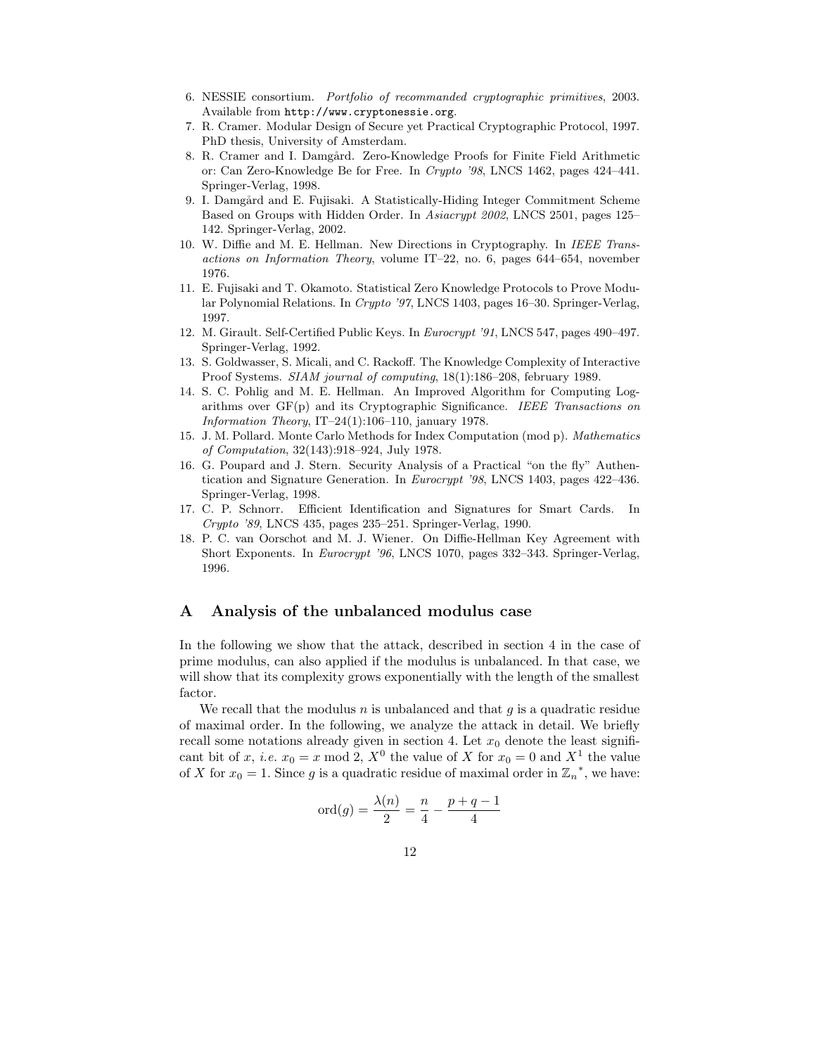6. NESSIE consortium. *Portfolio of recommanded cryptographic primitives*, 2003. Available from http://www.cryptonessie.org.
7. R. Cramer. Modular Design of Secure yet Practical Cryptographic Protocol, 1997. PhD thesis, University of Amsterdam.
8. R. Cramer and I. Damgård. Zero-Knowledge Proofs for Finite Field Arithmetic or: Can Zero-Knowledge Be for Free. In *Crypto '98*, LNCS 1462, pages 424–441. Springer-Verlag, 1998.
9. I. Damgård and E. Fujisaki. A Statistically-Hiding Integer Commitment Scheme Based on Groups with Hidden Order. In *Asiacrypt 2002*, LNCS 2501, pages 125–142. Springer-Verlag, 2002.
10. W. Diffie and M. E. Hellman. New Directions in Cryptography. In *IEEE Transactions on Information Theory*, volume IT–22, no. 6, pages 644–654, november 1976.
11. E. Fujisaki and T. Okamoto. Statistical Zero Knowledge Protocols to Prove Modular Polynomial Relations. In *Crypto '97*, LNCS 1403, pages 16–30. Springer-Verlag, 1997.
12. M. Girault. Self-Certified Public Keys. In *Eurocrypt '91*, LNCS 547, pages 490–497. Springer-Verlag, 1992.
13. S. Goldwasser, S. Micali, and C. Rackoff. The Knowledge Complexity of Interactive Proof Systems. *SIAM journal of computing*, 18(1):186–208, february 1989.
14. S. C. Pohlig and M. E. Hellman. An Improved Algorithm for Computing Logarithms over GF(p) and its Cryptographic Significance. *IEEE Transactions on Information Theory*, IT–24(1):106–110, january 1978.
15. J. M. Pollard. Monte Carlo Methods for Index Computation (mod p). *Mathematics of Computation*, 32(143):918–924, July 1978.
16. G. Poupard and J. Stern. Security Analysis of a Practical "on the fly" Authentication and Signature Generation. In *Eurocrypt '98*, LNCS 1403, pages 422–436. Springer-Verlag, 1998.
17. C. P. Schnorr. Efficient Identification and Signatures for Smart Cards. In *Crypto '89*, LNCS 435, pages 235–251. Springer-Verlag, 1990.
18. P. C. van Oorschot and M. J. Wiener. On Diffie-Hellman Key Agreement with Short Exponents. In *Eurocrypt '96*, LNCS 1070, pages 332–343. Springer-Verlag, 1996.

## A Analysis of the unbalanced modulus case

In the following we show that the attack, described in section 4 in the case of prime modulus, can also applied if the modulus is unbalanced. In that case, we will show that its complexity grows exponentially with the length of the smallest factor.

We recall that the modulus $n$ is unbalanced and that $g$ is a quadratic residue of maximal order. In the following, we analyze the attack in detail. We briefly recall some notations already given in section 4. Let $x_0$ denote the least significant bit of $x$, *i.e.* $x_0 = x \bmod 2$, $X^0$ the value of $X$ for $x_0 = 0$ and $X^1$ the value of $X$ for $x_0 = 1$. Since $g$ is a quadratic residue of maximal order in ${\mathbb{Z}_n}^*$, we have:

$$\text{ord}(g) = \frac{\lambda(n)}{2} = \frac{n}{4} - \frac{p+q-1}{4}$$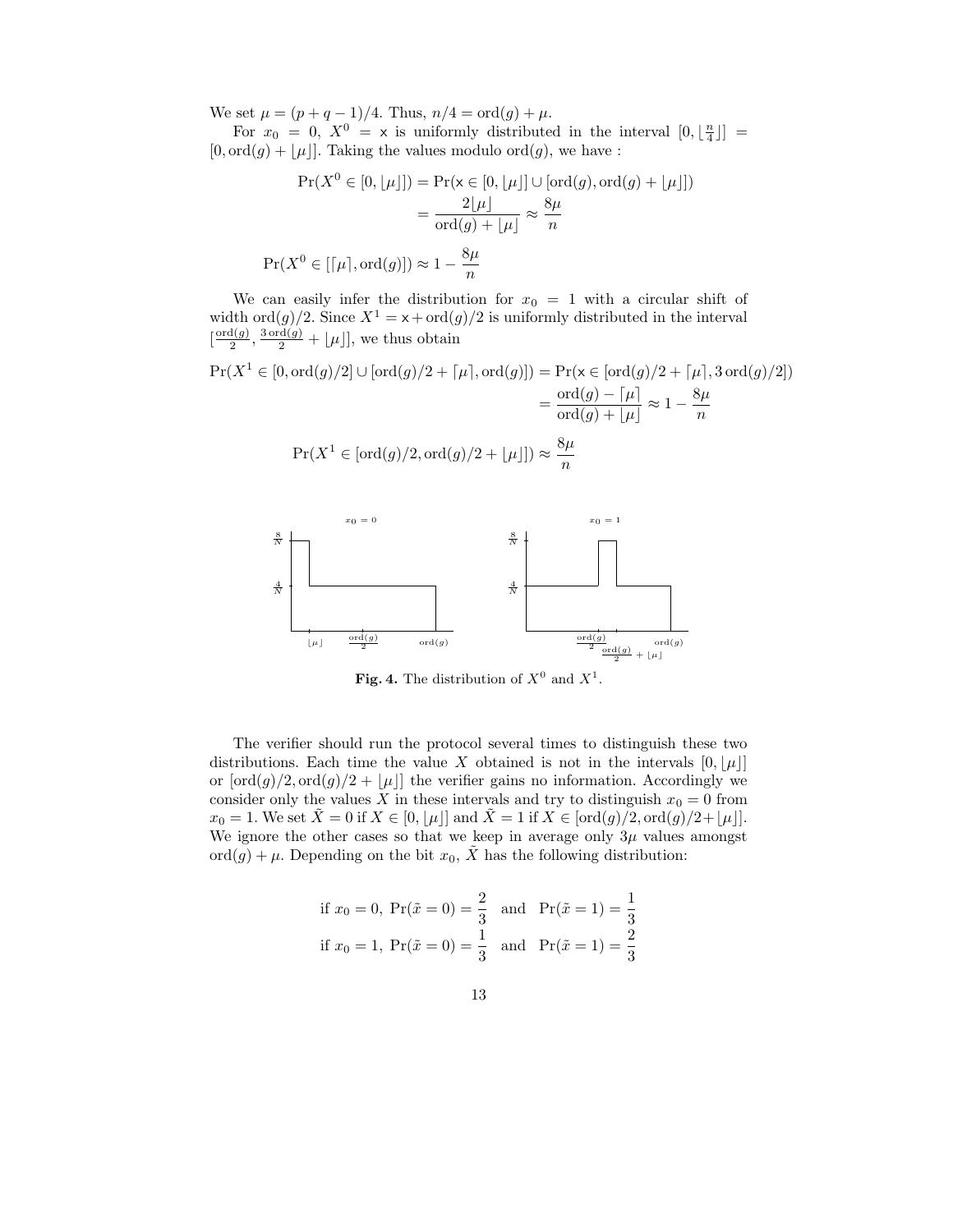We set $\mu = (p + q - 1)/4$. Thus, $n/4 = \mathrm{ord}(g) + \mu$.

For $x_0 = 0$, $X^0 = \mathsf{x}$ is uniformly distributed in the interval $[0, \lfloor \frac{n}{4} \rfloor] = [0, \mathrm{ord}(g) + \lfloor \mu \rfloor]$. Taking the values modulo $\mathrm{ord}(g)$, we have :

$$\begin{aligned}
\Pr(X^0 \in [0, \lfloor \mu \rfloor]) &= \Pr(\mathsf{x} \in [0, \lfloor \mu \rfloor] \cup [\mathrm{ord}(g), \mathrm{ord}(g) + \lfloor \mu \rfloor]) \\
&= \frac{2\lfloor \mu \rfloor}{\mathrm{ord}(g) + \lfloor \mu \rfloor} \approx \frac{8\mu}{n}
\end{aligned}$$

$$\Pr(X^0 \in [\lceil \mu \rceil, \mathrm{ord}(g)]) \approx 1 - \frac{8\mu}{n}$$

We can easily infer the distribution for $x_0 = 1$ with a circular shift of width $\mathrm{ord}(g)/2$. Since $X^1 = \mathsf{x} + \mathrm{ord}(g)/2$ is uniformly distributed in the interval $[\frac{\mathrm{ord}(g)}{2}, \frac{3\,\mathrm{ord}(g)}{2} + \lfloor \mu \rfloor]$, we thus obtain

$$\begin{aligned}
\Pr(X^1 \in [0, \mathrm{ord}(g)/2] \cup [\mathrm{ord}(g)/2 + \lceil \mu \rceil, \mathrm{ord}(g)]) &= \Pr(\mathsf{x} \in [\mathrm{ord}(g)/2 + \lceil \mu \rceil, 3\,\mathrm{ord}(g)/2]) \\
&= \frac{\mathrm{ord}(g) - \lceil \mu \rceil}{\mathrm{ord}(g) + \lfloor \mu \rfloor} \approx 1 - \frac{8\mu}{n}
\end{aligned}$$

$$\Pr(X^1 \in [\mathrm{ord}(g)/2, \mathrm{ord}(g)/2 + \lfloor \mu \rfloor]) \approx \frac{8\mu}{n}$$

**Fig. 4.** The distribution of $X^0$ and $X^1$.

The verifier should run the protocol several times to distinguish these two distributions. Each time the value $X$ obtained is not in the intervals $[0, \lfloor \mu \rfloor]$ or $[\mathrm{ord}(g)/2, \mathrm{ord}(g)/2 + \lfloor \mu \rfloor]$ the verifier gains no information. Accordingly we consider only the values $X$ in these intervals and try to distinguish $x_0 = 0$ from $x_0 = 1$. We set $\tilde{X} = 0$ if $X \in [0, \lfloor \mu \rfloor]$ and $\tilde{X} = 1$ if $X \in [\mathrm{ord}(g)/2, \mathrm{ord}(g)/2 + \lfloor \mu \rfloor]$. We ignore the other cases so that we keep in average only $3\mu$ values amongst $\mathrm{ord}(g) + \mu$. Depending on the bit $x_0$, $\tilde{X}$ has the following distribution:

$$\text{if } x_0 = 0,\ \Pr(\tilde{x} = 0) = \frac{2}{3} \quad \text{and} \quad \Pr(\tilde{x} = 1) = \frac{1}{3}$$
$$\text{if } x_0 = 1,\ \Pr(\tilde{x} = 0) = \frac{1}{3} \quad \text{and} \quad \Pr(\tilde{x} = 1) = \frac{2}{3}$$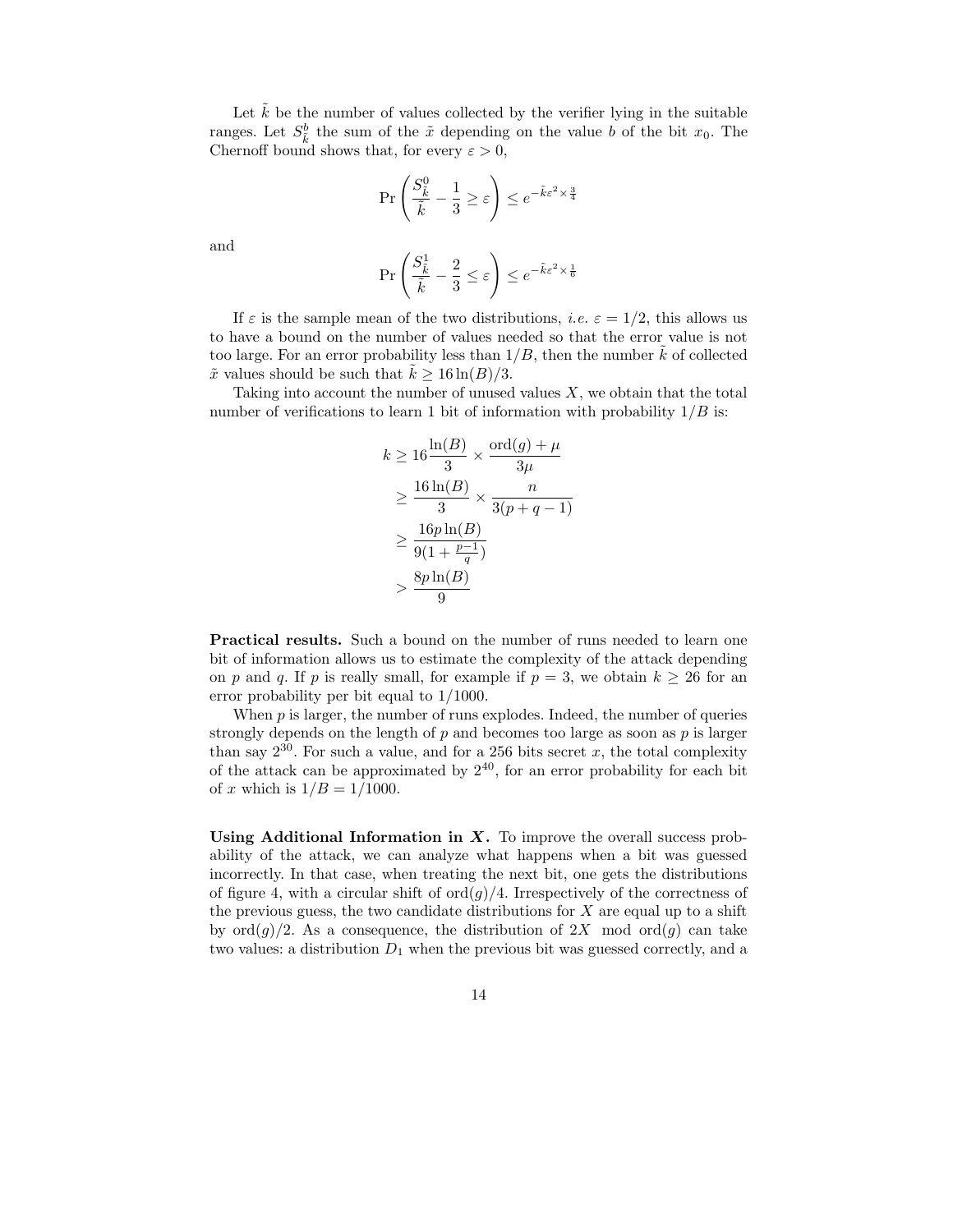Let $\tilde{k}$ be the number of values collected by the verifier lying in the suitable ranges. Let $S^b_{\tilde{k}}$ the sum of the $\tilde{x}$ depending on the value $b$ of the bit $x_0$. The Chernoff bound shows that, for every $\varepsilon > 0$,

$$\Pr\left(\frac{S^0_{\tilde{k}}}{\tilde{k}} - \frac{1}{3} \geq \varepsilon\right) \leq e^{-\tilde{k}\varepsilon^2 \times \frac{3}{4}}$$

and

$$\Pr\left(\frac{S^1_{\tilde{k}}}{\tilde{k}} - \frac{2}{3} \leq \varepsilon\right) \leq e^{-\tilde{k}\varepsilon^2 \times \frac{1}{6}}$$

If $\varepsilon$ is the sample mean of the two distributions, *i.e.* $\varepsilon = 1/2$, this allows us to have a bound on the number of values needed so that the error value is not too large. For an error probability less than $1/B$, then the number $\tilde{k}$ of collected $\tilde{x}$ values should be such that $\tilde{k} \geq 16\ln(B)/3$.

Taking into account the number of unused values $X$, we obtain that the total number of verifications to learn 1 bit of information with probability $1/B$ is:

$$\begin{aligned}
k &\geq 16\frac{\ln(B)}{3} \times \frac{\text{ord}(g) + \mu}{3\mu} \\
&\geq \frac{16\ln(B)}{3} \times \frac{n}{3(p+q-1)} \\
&\geq \frac{16p\ln(B)}{9(1+\frac{p-1}{q})} \\
&> \frac{8p\ln(B)}{9}
\end{aligned}$$

**Practical results.** Such a bound on the number of runs needed to learn one bit of information allows us to estimate the complexity of the attack depending on $p$ and $q$. If $p$ is really small, for example if $p = 3$, we obtain $k \geq 26$ for an error probability per bit equal to $1/1000$.

When $p$ is larger, the number of runs explodes. Indeed, the number of queries strongly depends on the length of $p$ and becomes too large as soon as $p$ is larger than say $2^{30}$. For such a value, and for a 256 bits secret $x$, the total complexity of the attack can be approximated by $2^{40}$, for an error probability for each bit of $x$ which is $1/B = 1/1000$.

**Using Additional Information in $X$.** To improve the overall success probability of the attack, we can analyze what happens when a bit was guessed incorrectly. In that case, when treating the next bit, one gets the distributions of figure 4, with a circular shift of $\text{ord}(g)/4$. Irrespectively of the correctness of the previous guess, the two candidate distributions for $X$ are equal up to a shift by $\text{ord}(g)/2$. As a consequence, the distribution of $2X \mod \text{ord}(g)$ can take two values: a distribution $D_1$ when the previous bit was guessed correctly, and a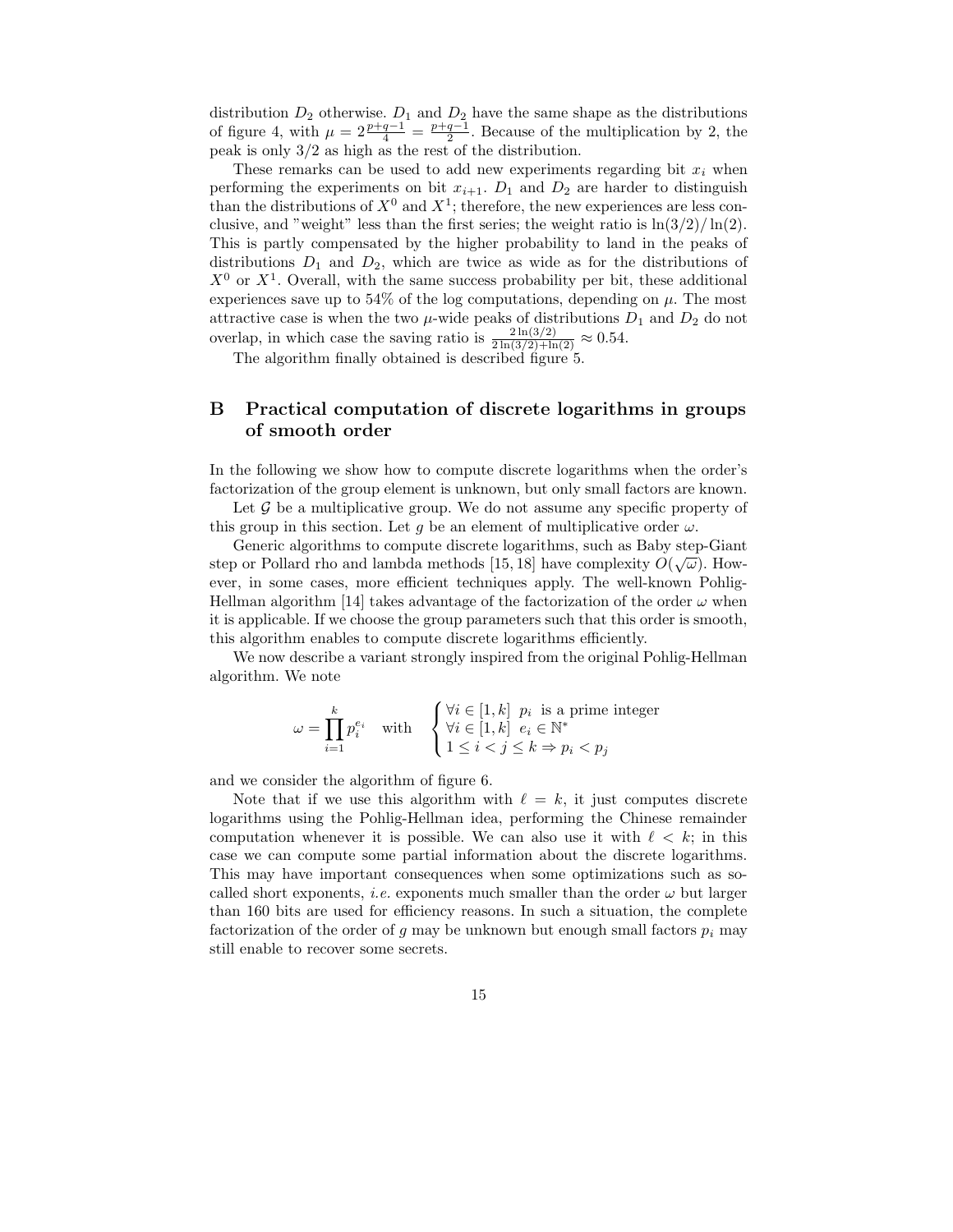distribution $D_2$ otherwise. $D_1$ and $D_2$ have the same shape as the distributions of figure 4, with $\mu = 2\frac{p+q-1}{4} = \frac{p+q-1}{2}$. Because of the multiplication by 2, the peak is only 3/2 as high as the rest of the distribution.

These remarks can be used to add new experiments regarding bit $x_i$ when performing the experiments on bit $x_{i+1}$. $D_1$ and $D_2$ are harder to distinguish than the distributions of $X^0$ and $X^1$; therefore, the new experiences are less conclusive, and "weight" less than the first series; the weight ratio is $\ln(3/2)/\ln(2)$. This is partly compensated by the higher probability to land in the peaks of distributions $D_1$ and $D_2$, which are twice as wide as for the distributions of $X^0$ or $X^1$. Overall, with the same success probability per bit, these additional experiences save up to 54% of the log computations, depending on $\mu$. The most attractive case is when the two $\mu$-wide peaks of distributions $D_1$ and $D_2$ do not overlap, in which case the saving ratio is $\frac{2\ln(3/2)}{2\ln(3/2)+\ln(2)} \approx 0.54$.

The algorithm finally obtained is described figure 5.

## B Practical computation of discrete logarithms in groups of smooth order

In the following we show how to compute discrete logarithms when the order's factorization of the group element is unknown, but only small factors are known.

Let $\mathcal{G}$ be a multiplicative group. We do not assume any specific property of this group in this section. Let $g$ be an element of multiplicative order $\omega$.

Generic algorithms to compute discrete logarithms, such as Baby step-Giant step or Pollard rho and lambda methods [15, 18] have complexity $O(\sqrt{\omega})$. However, in some cases, more efficient techniques apply. The well-known Pohlig-Hellman algorithm [14] takes advantage of the factorization of the order $\omega$ when it is applicable. If we choose the group parameters such that this order is smooth, this algorithm enables to compute discrete logarithms efficiently.

We now describe a variant strongly inspired from the original Pohlig-Hellman algorithm. We note

$$\omega = \prod_{i=1}^{k} p_i^{e_i} \quad \text{with} \quad \begin{cases} \forall i \in [1,k] \;\; p_i \;\text{ is a prime integer} \\ \forall i \in [1,k] \;\; e_i \in \mathbb{N}^* \\ 1 \le i < j \le k \Rightarrow p_i < p_j \end{cases}$$

and we consider the algorithm of figure 6.

Note that if we use this algorithm with $\ell = k$, it just computes discrete logarithms using the Pohlig-Hellman idea, performing the Chinese remainder computation whenever it is possible. We can also use it with $\ell < k$; in this case we can compute some partial information about the discrete logarithms. This may have important consequences when some optimizations such as so-called short exponents, *i.e.* exponents much smaller than the order $\omega$ but larger than 160 bits are used for efficiency reasons. In such a situation, the complete factorization of the order of $g$ may be unknown but enough small factors $p_i$ may still enable to recover some secrets.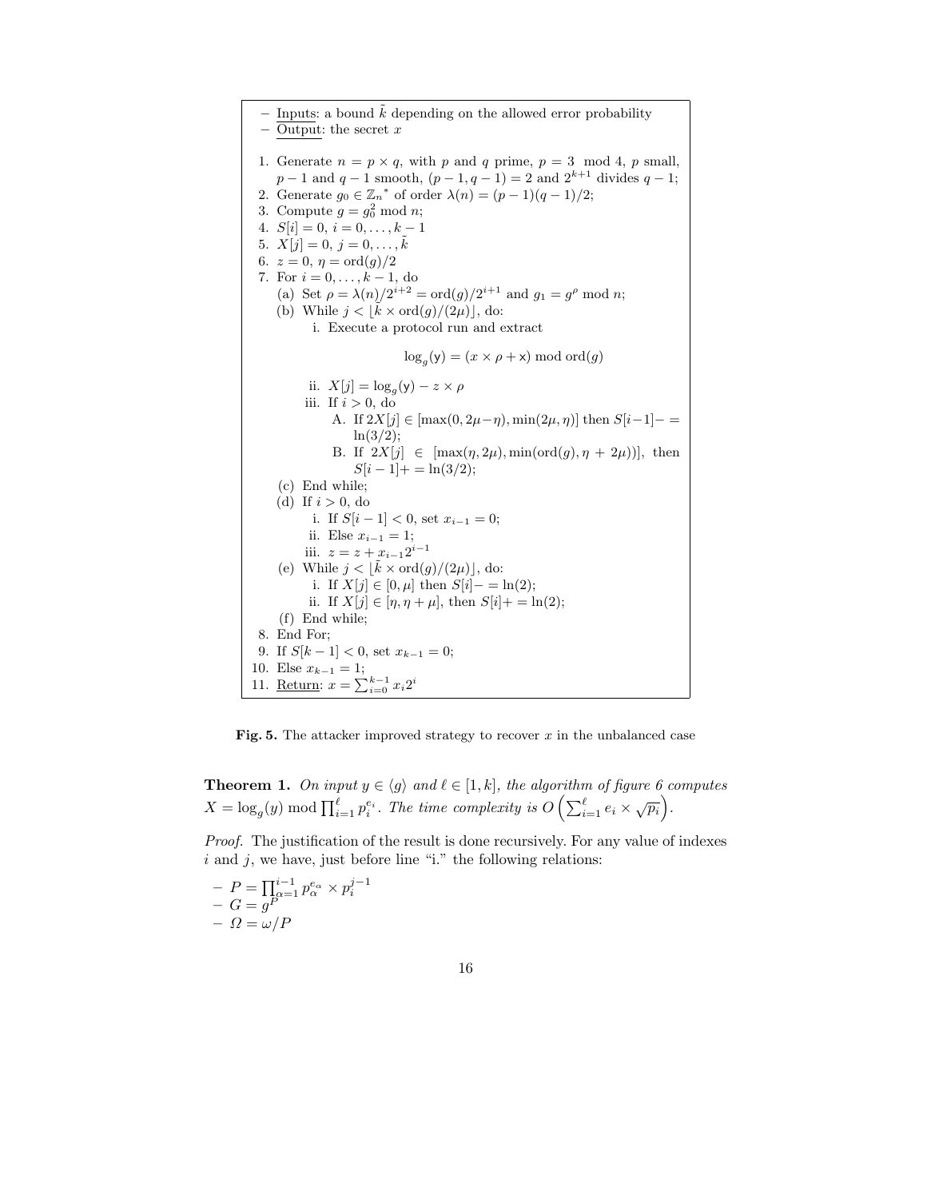- Inputs: a bound $\tilde{k}$ depending on the allowed error probability
- Output: the secret $x$

1. Generate $n = p \times q$, with $p$ and $q$ prime, $p = 3 \mod 4$, $p$ small, $p-1$ and $q-1$ smooth, $(p-1, q-1) = 2$ and $2^{k+1}$ divides $q-1$;
2. Generate $g_0 \in {\mathbb{Z}_n}^*$ of order $\lambda(n) = (p-1)(q-1)/2$;
3. Compute $g = g_0^2 \bmod n$;
4. $S[i] = 0$, $i = 0, \ldots, k-1$
5. $X[j] = 0$, $j = 0, \ldots, \tilde{k}$
6. $z = 0$, $\eta = \text{ord}(g)/2$
7. For $i = 0, \ldots, k-1$, do
   (a) Set $\rho = \lambda(n)/2^{i+2} = \text{ord}(g)/2^{i+1}$ and $g_1 = g^{\rho} \bmod n$;
   (b) While $j < \lfloor \tilde{k} \times \text{ord}(g)/(2\mu) \rfloor$, do:
      i. Execute a protocol run and extract
      $$\log_g(\mathsf{y}) = (x \times \rho + \mathsf{x}) \bmod \text{ord}(g)$$
      ii. $X[j] = \log_g(\mathsf{y}) - z \times \rho$
      iii. If $i > 0$, do
         A. If $2X[j] \in [\max(0, 2\mu - \eta), \min(2\mu, \eta)]$ then $S[i-1] -= \ln(3/2)$;
         B. If $2X[j] \in [\max(\eta, 2\mu), \min(\text{ord}(g), \eta + 2\mu))]$, then $S[i-1] += \ln(3/2)$;
   (c) End while;
   (d) If $i > 0$, do
      i. If $S[i-1] < 0$, set $x_{i-1} = 0$;
      ii. Else $x_{i-1} = 1$;
      iii. $z = z + x_{i-1} 2^{i-1}$
   (e) While $j < \lfloor \tilde{k} \times \text{ord}(g)/(2\mu) \rfloor$, do:
      i. If $X[j] \in [0, \mu]$ then $S[i] -= \ln(2)$;
      ii. If $X[j] \in [\eta, \eta + \mu]$, then $S[i] += \ln(2)$;
   (f) End while;
8. End For;
9. If $S[k-1] < 0$, set $x_{k-1} = 0$;
10. Else $x_{k-1} = 1$;
11. Return: $x = \sum_{i=0}^{k-1} x_i 2^i$

**Fig. 5.** The attacker improved strategy to recover $x$ in the unbalanced case

**Theorem 1.** *On input $y \in \langle g \rangle$ and $\ell \in [1, k]$, the algorithm of figure 6 computes $X = \log_g(y) \bmod \prod_{i=1}^{\ell} p_i^{e_i}$. The time complexity is $O\left(\sum_{i=1}^{\ell} e_i \times \sqrt{p_i}\right)$.*

*Proof.* The justification of the result is done recursively. For any value of indexes $i$ and $j$, we have, just before line "i." the following relations:

- $P = \prod_{\alpha=1}^{i-1} p_{\alpha}^{e_{\alpha}} \times p_i^{j-1}$
- $G = g^P$
- $\Omega = \omega/P$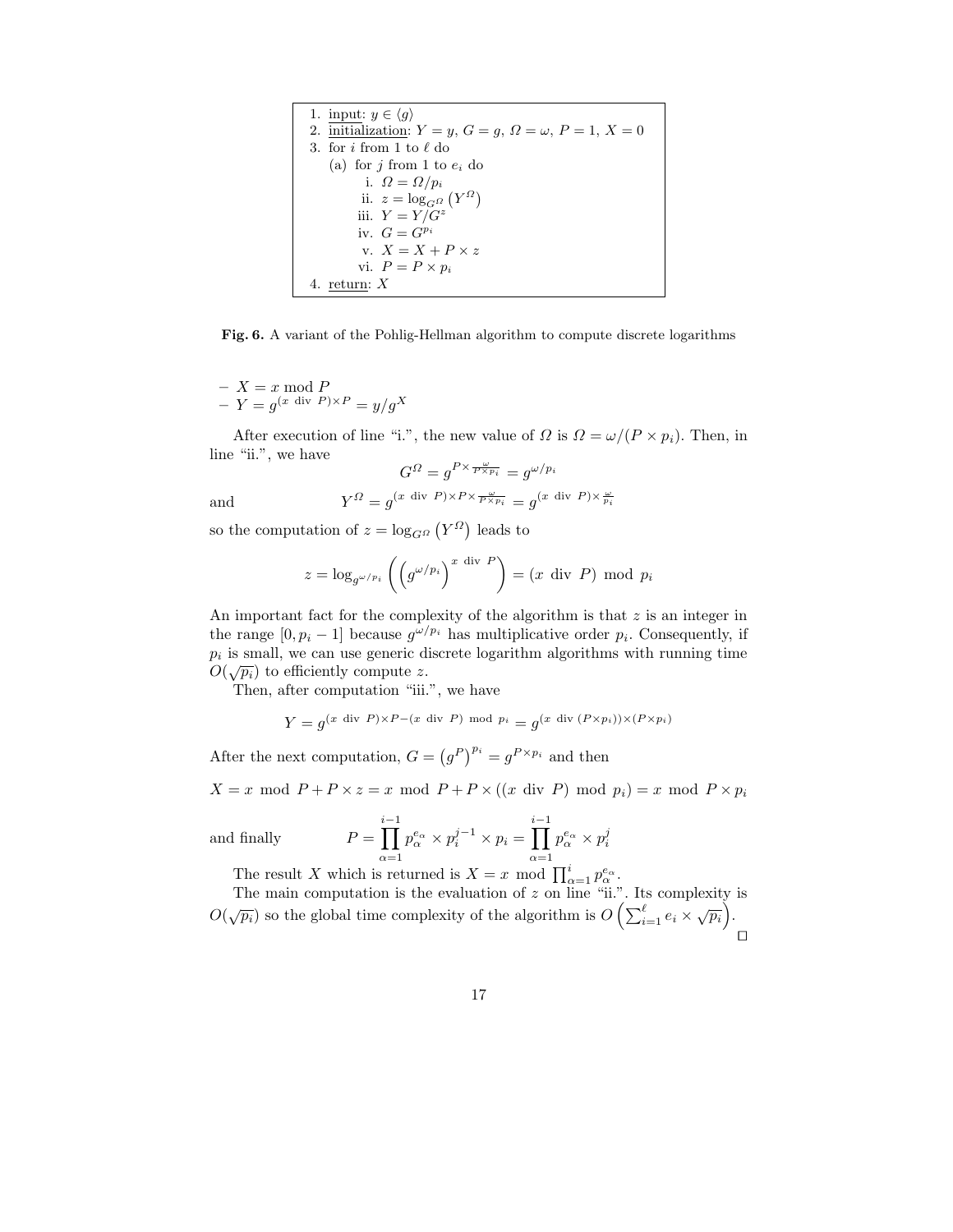1. <u>input</u>: $y \in \langle g \rangle$
2. <u>initialization</u>: $Y = y$, $G = g$, $\Omega = \omega$, $P = 1$, $X = 0$
3. for $i$ from 1 to $\ell$ do
   (a) for $j$ from 1 to $e_i$ do
      i. $\Omega = \Omega / p_i$
      ii. $z = \log_{G^\Omega}\left(Y^\Omega\right)$
      iii. $Y = Y / G^z$
      iv. $G = G^{p_i}$
      v. $X = X + P \times z$
      vi. $P = P \times p_i$
4. <u>return</u>: $X$

**Fig. 6.** A variant of the Pohlig-Hellman algorithm to compute discrete logarithms

- $X = x \bmod P$
- $Y = g^{(x \text{ div } P) \times P} = y / g^X$

After execution of line "i.", the new value of $\Omega$ is $\Omega = \omega / (P \times p_i)$. Then, in line "ii.", we have

$$G^\Omega = g^{P \times \frac{\omega}{P \times p_i}} = g^{\omega / p_i}$$

and

$$Y^\Omega = g^{(x \text{ div } P) \times P \times \frac{\omega}{P \times p_i}} = g^{(x \text{ div } P) \times \frac{\omega}{p_i}}$$

so the computation of $z = \log_{G^\Omega}\left(Y^\Omega\right)$ leads to

$$z = \log_{g^{\omega/p_i}}\left(\left(g^{\omega/p_i}\right)^{x \text{ div } P}\right) = (x \text{ div } P) \bmod p_i$$

An important fact for the complexity of the algorithm is that $z$ is an integer in the range $[0, p_i - 1]$ because $g^{\omega/p_i}$ has multiplicative order $p_i$. Consequently, if $p_i$ is small, we can use generic discrete logarithm algorithms with running time $O(\sqrt{p_i})$ to efficiently compute $z$.

Then, after computation "iii.", we have

$$Y = g^{(x \text{ div } P) \times P - (x \text{ div } P) \bmod p_i} = g^{(x \text{ div } (P \times p_i)) \times (P \times p_i)}$$

After the next computation, $G = \left(g^P\right)^{p_i} = g^{P \times p_i}$ and then

$$X = x \bmod P + P \times z = x \bmod P + P \times ((x \text{ div } P) \bmod p_i) = x \bmod P \times p_i$$

and finally

$$P = \prod_{\alpha=1}^{i-1} p_\alpha^{e_\alpha} \times p_i^{j-1} \times p_i = \prod_{\alpha=1}^{i-1} p_\alpha^{e_\alpha} \times p_i^j$$

The result $X$ which is returned is $X = x \bmod \prod_{\alpha=1}^{i} p_\alpha^{e_\alpha}$.

The main computation is the evaluation of $z$ on line "ii.". Its complexity is $O(\sqrt{p_i})$ so the global time complexity of the algorithm is $O\left(\sum_{i=1}^{\ell} e_i \times \sqrt{p_i}\right)$. □